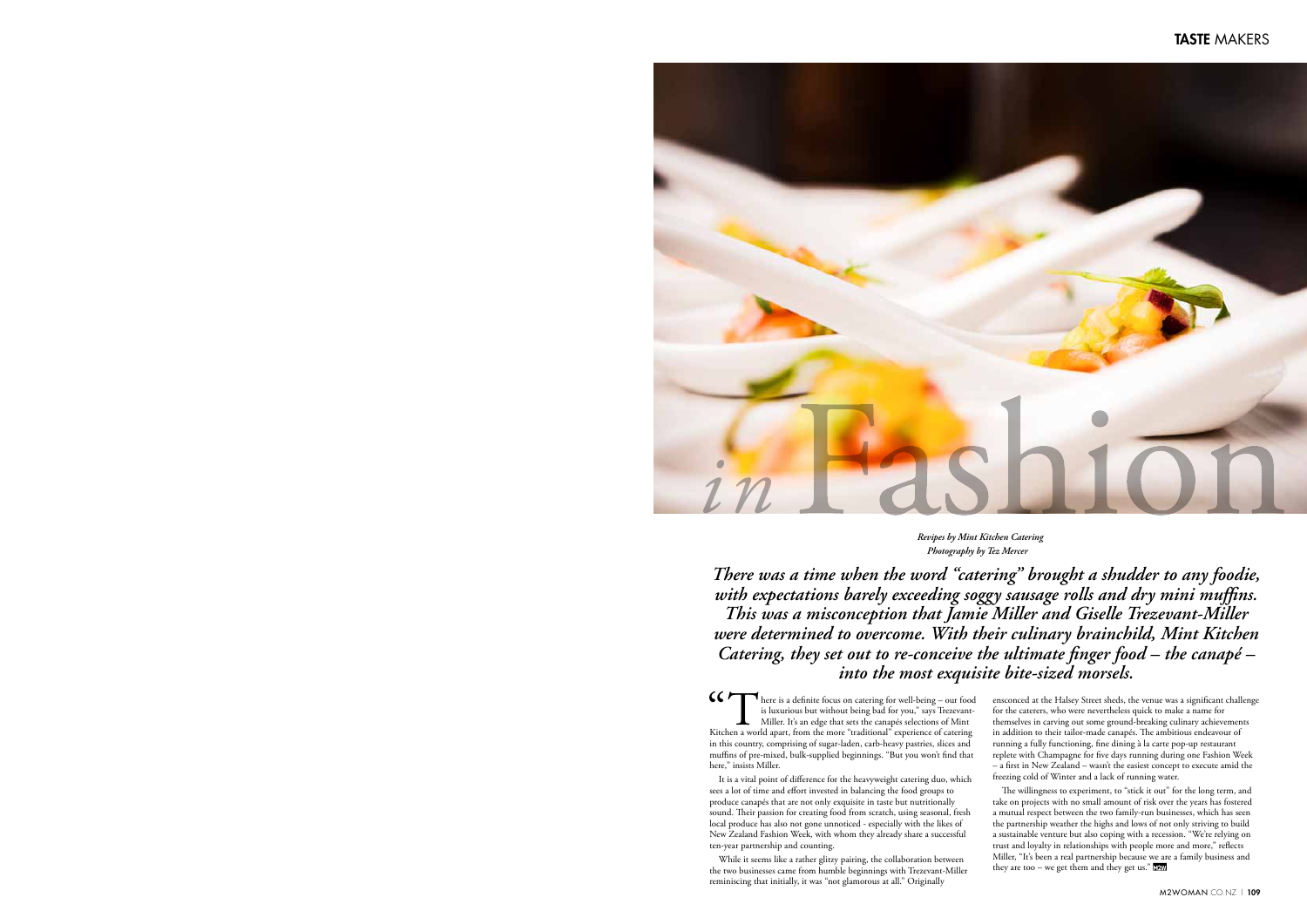# *in* Fashion

***Revipes by Mint Kitchen Catering***
***Photography by Tez Mercer***

***There was a time when the word "catering" brought a shudder to any foodie, with expectations barely exceeding soggy sausage rolls and dry mini muffins. This was a misconception that Jamie Miller and Giselle Trezevant-Miller were determined to overcome. With their culinary brainchild, Mint Kitchen Catering, they set out to re-conceive the ultimate finger food – the canapé – into the most exquisite bite-sized morsels.***

"There is a definite focus on catering for well-being – our food is luxurious but without being bad for you," says Trezevant-Miller. It's an edge that sets the canapés selections of Mint Kitchen a world apart, from the more "traditional" experience of catering in this country, comprising of sugar-laden, carb-heavy pastries, slices and muffins of pre-mixed, bulk-supplied beginnings. "But you won't find that here," insists Miller.

It is a vital point of difference for the heavyweight catering duo, which sees a lot of time and effort invested in balancing the food groups to produce canapés that are not only exquisite in taste but nutritionally sound. Their passion for creating food from scratch, using seasonal, fresh local produce has also not gone unnoticed - especially with the likes of New Zealand Fashion Week, with whom they already share a successful ten-year partnership and counting.

While it seems like a rather glitzy pairing, the collaboration between the two businesses came from humble beginnings with Trezevant-Miller reminiscing that initially, it was "not glamorous at all." Originally ensconced at the Halsey Street sheds, the venue was a significant challenge for the caterers, who were nevertheless quick to make a name for themselves in carving out some ground-breaking culinary achievements in addition to their tailor-made canapés. The ambitious endeavour of running a fully functioning, fine dining à la carte pop-up restaurant replete with Champagne for five days running during one Fashion Week – a first in New Zealand – wasn't the easiest concept to execute amid the freezing cold of Winter and a lack of running water.

The willingness to experiment, to "stick it out" for the long term, and take on projects with no small amount of risk over the years has fostered a mutual respect between the two family-run businesses, which has seen the partnership weather the highs and lows of not only striving to build a sustainable venture but also coping with a recession. "We're relying on trust and loyalty in relationships with people more and more," reflects Miller, "It's been a real partnership because we are a family business and they are too – we get them and they get us."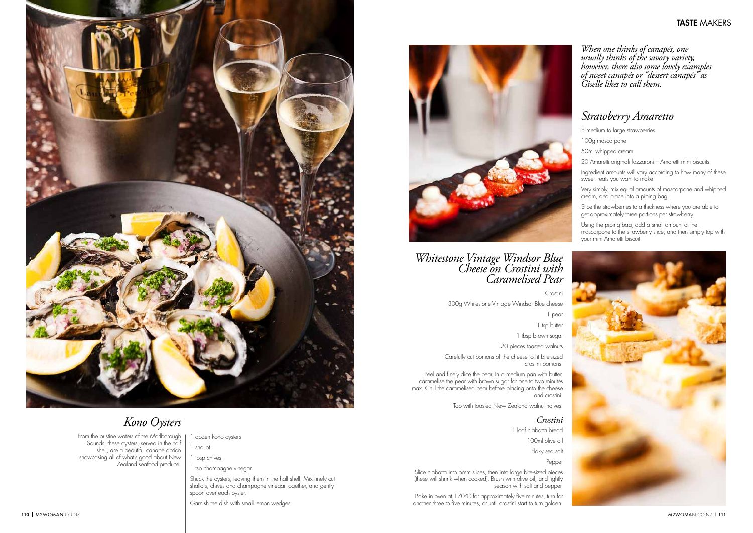## *Kono Oysters*

From the pristine waters of the Marlborough Sounds, these oysters, served in the half shell, are a beautiful canapé option showcasing all of what's good about New Zealand seafood produce.

1 dozen kono oysters

1 shallot

1 tbsp chives

1 tsp champagne vinegar

Shuck the oysters, leaving them in the half shell. Mix finely cut shallots, chives and champagne vinegar together, and gently spoon over each oyster.

Garnish the dish with small lemon wedges.

## *Whitestone Vintage Windsor Blue Cheese on Crostini with Caramelised Pear*

Crostini

300g Whitestone Vintage Windsor Blue cheese

1 pear

1 tsp butter

1 tbsp brown sugar

20 pieces toasted walnuts

Carefully cut portions of the cheese to fit bite-sized crostini portions.

Peel and finely dice the pear. In a medium pan with butter, caramelise the pear with brown sugar for one to two minutes max. Chill the caramelised pear before placing onto the cheese and crostini.

Top with toasted New Zealand walnut halves.

### *Crostini*

1 loaf ciabatta bread

100ml olive oil

Flaky sea salt

Pepper

Slice ciabatta into 5mm slices, then into large bite-sized pieces (these will shrink when cooked). Brush with olive oil, and lightly season with salt and pepper.

Bake in oven at 170°C for approximately five minutes, turn for another three to five minutes, or until crostini start to turn golden.

*When one thinks of canapés, one usually thinks of the savory variety, however, there also some lovely examples of sweet canapés or "dessert canapés" as Giselle likes to call them.*

## *Strawberry Amaretto*

8 medium to large strawberries

100g mascarpone

50ml whipped cream

20 Amaretti originali lazzaroni – Amaretti mini biscuits

Ingredient amounts will vary according to how many of these sweet treats you want to make.

Very simply, mix equal amounts of mascarpone and whipped cream, and place into a piping bag.

Slice the strawberries to a thickness where you are able to get approximately three portions per strawberry.

Using the piping bag, add a small amount of the mascarpone to the strawberry slice, and then simply top with your mini Amaretti biscuit.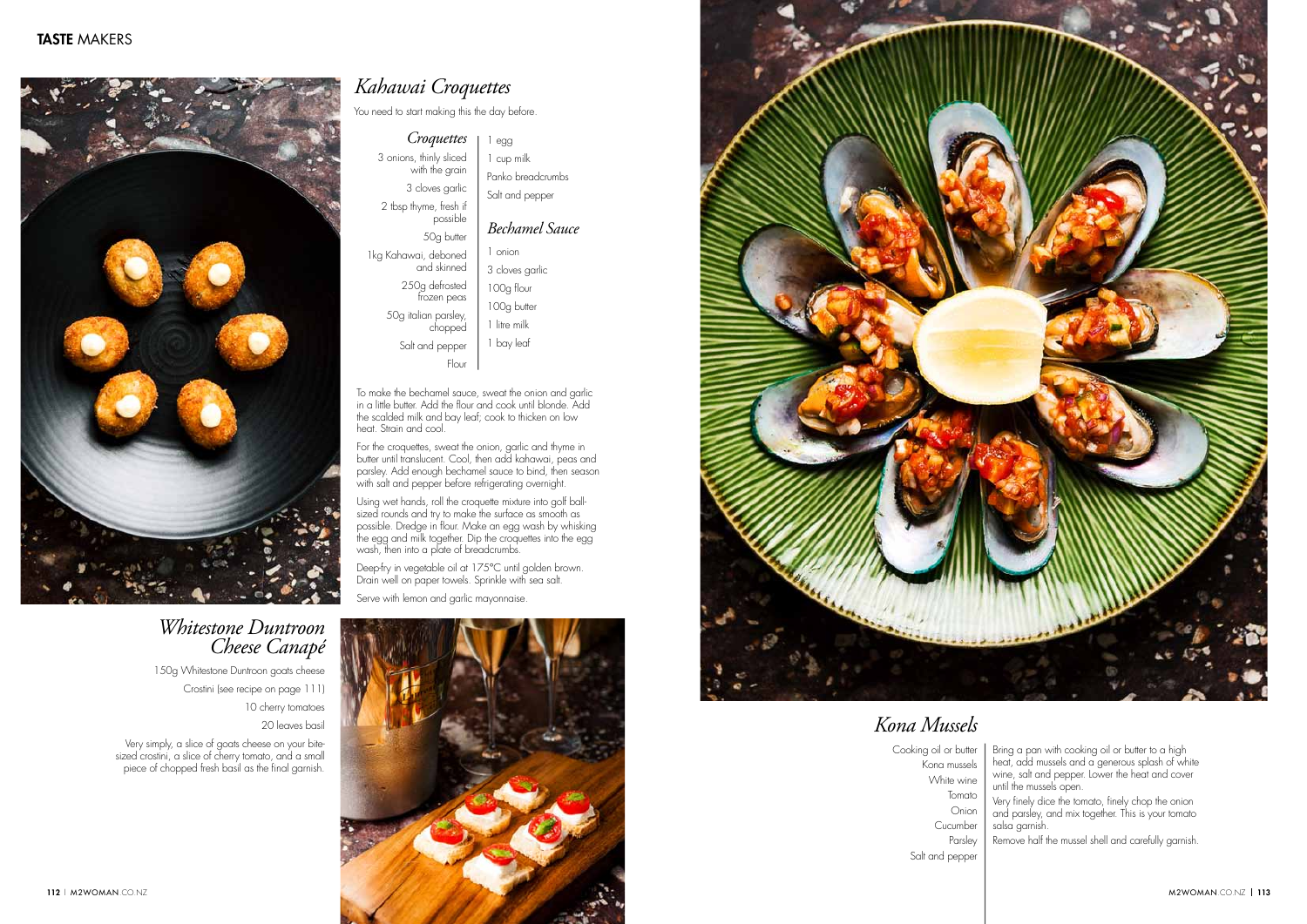# Kahawai Croquettes

You need to start making this the day before.

### Croquettes

- 3 onions, thinly sliced with the grain
- 3 cloves garlic
- 2 tbsp thyme, fresh if possible
- 50g butter
- 1kg Kahawai, deboned and skinned
- 250g defrosted frozen peas
- 50g italian parsley, chopped
- Salt and pepper
- Flour
- 1 egg
- 1 cup milk
- Panko breadcrumbs
- Salt and pepper

### Bechamel Sauce

- 1 onion
- 3 cloves garlic
- 100g flour
- 100g butter
- 1 litre milk
- 1 bay leaf

To make the bechamel sauce, sweat the onion and garlic in a little butter. Add the flour and cook until blonde. Add the scalded milk and bay leaf; cook to thicken on low heat. Strain and cool.

For the croquettes, sweat the onion, garlic and thyme in butter until translucent. Cool, then add kahawai, peas and parsley. Add enough bechamel sauce to bind, then season with salt and pepper before refrigerating overnight.

Using wet hands, roll the croquette mixture into golf ball-sized rounds and try to make the surface as smooth as possible. Dredge in flour. Make an egg wash by whisking the egg and milk together. Dip the croquettes into the egg wash, then into a plate of breadcrumbs.

Deep-fry in vegetable oil at 175°C until golden brown. Drain well on paper towels. Sprinkle with sea salt.

Serve with lemon and garlic mayonnaise.

# Whitestone Duntroon Cheese Canapé

- 150g Whitestone Duntroon goats cheese
- Crostini (see recipe on page 111)
- 10 cherry tomatoes
- 20 leaves basil

Very simply, a slice of goats cheese on your bite-sized crostini, a slice of cherry tomato, and a small piece of chopped fresh basil as the final garnish.

# Kona Mussels

- Cooking oil or butter
- Kona mussels
- White wine
- Tomato
- Onion
- Cucumber
- Parsley
- Salt and pepper

Bring a pan with cooking oil or butter to a high heat, add mussels and a generous splash of white wine, salt and pepper. Lower the heat and cover until the mussels open.

Very finely dice the tomato, finely chop the onion and parsley, and mix together. This is your tomato salsa garnish.

Remove half the mussel shell and carefully garnish.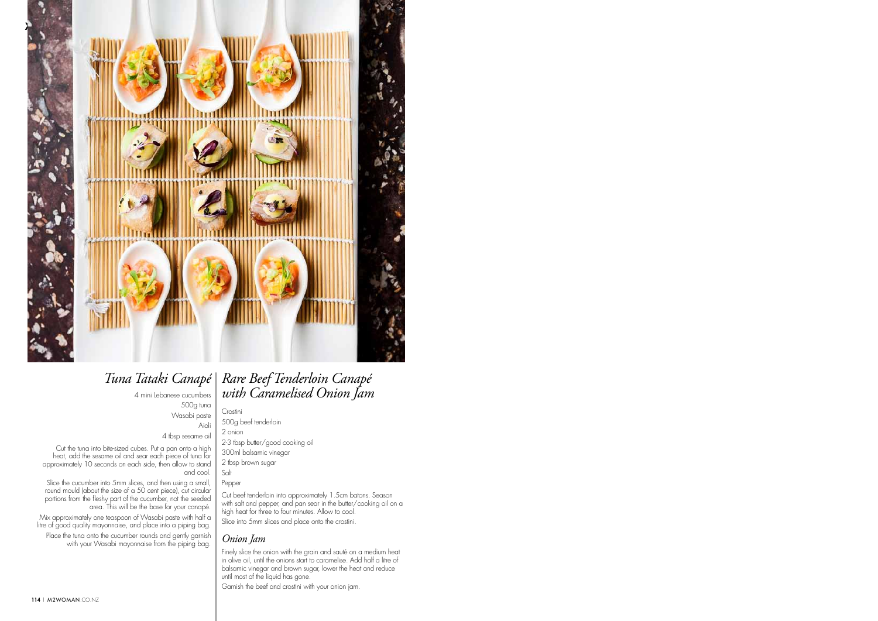## *Tuna Tataki Canapé*

4 mini Lebanese cucumbers

500g tuna

Wasabi paste

Aioli

4 tbsp sesame oil

Cut the tuna into bite-sized cubes. Put a pan onto a high heat, add the sesame oil and sear each piece of tuna for approximately 10 seconds on each side, then allow to stand and cool.

Slice the cucumber into 5mm slices, and then using a small, round mould (about the size of a 50 cent piece), cut circular portions from the fleshy part of the cucumber, not the seeded area. This will be the base for your canapé.

Mix approximately one teaspoon of Wasabi paste with half a litre of good quality mayonnaise, and place into a piping bag.

Place the tuna onto the cucumber rounds and gently garnish with your Wasabi mayonnaise from the piping bag.

## *Rare Beef Tenderloin Canapé with Caramelised Onion Jam*

Crostini

500g beef tenderloin

2 onion

2-3 tbsp butter/good cooking oil

300ml balsamic vinegar

2 tbsp brown sugar

Salt

Pepper

Cut beef tenderloin into approximately 1.5cm batons. Season with salt and pepper, and pan sear in the butter/cooking oil on a high heat for three to four minutes. Allow to cool.

Slice into 5mm slices and place onto the crostini.

### *Onion Jam*

Finely slice the onion with the grain and sauté on a medium heat in olive oil, until the onions start to caramelise. Add half a litre of balsamic vinegar and brown sugar, lower the heat and reduce until most of the liquid has gone.

Garnish the beef and crostini with your onion jam.